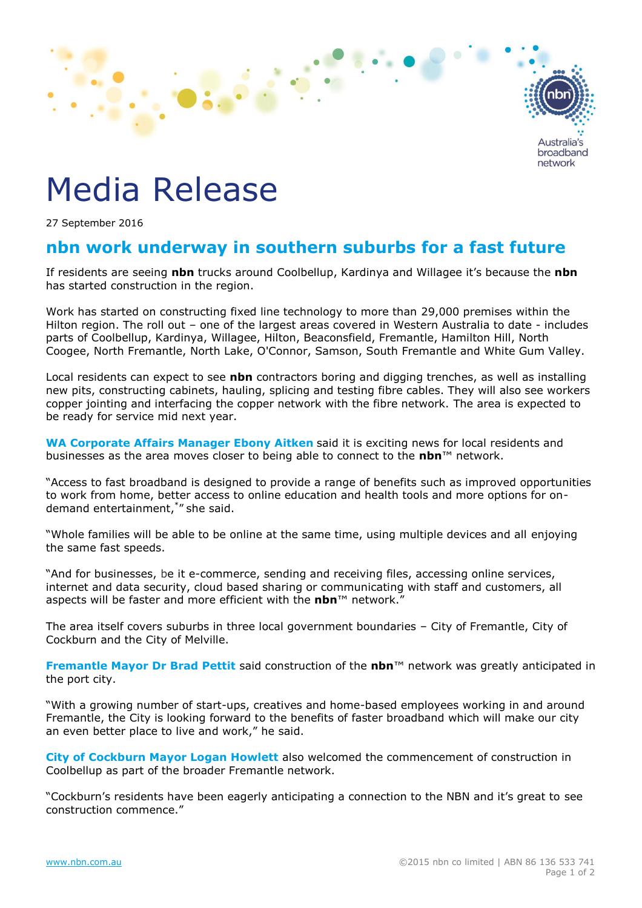Australia's broadband network

# Media Release

27 September 2016

## nbn work underway in southern suburbs for a fast future

If residents are seeing **nbn** trucks around Coolbellup, Kardinya and Willagee it's because the **nbn** has started construction in the region.

Work has started on constructing fixed line technology to more than 29,000 premises within the Hilton region. The roll out – one of the largest areas covered in Western Australia to date - includes parts of Coolbellup, Kardinya, Willagee, Hilton, Beaconsfield, Fremantle, Hamilton Hill, North Coogee, North Fremantle, North Lake, O'Connor, Samson, South Fremantle and White Gum Valley.

Local residents can expect to see **nbn** contractors boring and digging trenches, as well as installing new pits, constructing cabinets, hauling, splicing and testing fibre cables. They will also see workers copper jointing and interfacing the copper network with the fibre network. The area is expected to be ready for service mid next year.

**WA Corporate Affairs Manager Ebony Aitken** said it is exciting news for local residents and businesses as the area moves closer to being able to connect to the **nbn**™ network.

"Access to fast broadband is designed to provide a range of benefits such as improved opportunities to work from home, better access to online education and health tools and more options for on-demand entertainment,[*]" she said.

"Whole families will be able to be online at the same time, using multiple devices and all enjoying the same fast speeds.

"And for businesses, be it e-commerce, sending and receiving files, accessing online services, internet and data security, cloud based sharing or communicating with staff and customers, all aspects will be faster and more efficient with the **nbn**™ network."

The area itself covers suburbs in three local government boundaries – City of Fremantle, City of Cockburn and the City of Melville.

**Fremantle Mayor Dr Brad Pettit** said construction of the **nbn**™ network was greatly anticipated in the port city.

"With a growing number of start-ups, creatives and home-based employees working in and around Fremantle, the City is looking forward to the benefits of faster broadband which will make our city an even better place to live and work," he said.

**City of Cockburn Mayor Logan Howlett** also welcomed the commencement of construction in Coolbellup as part of the broader Fremantle network.

"Cockburn's residents have been eagerly anticipating a connection to the NBN and it's great to see construction commence."

www.nbn.com.au ©2015 nbn co limited | ABN 86 136 533 741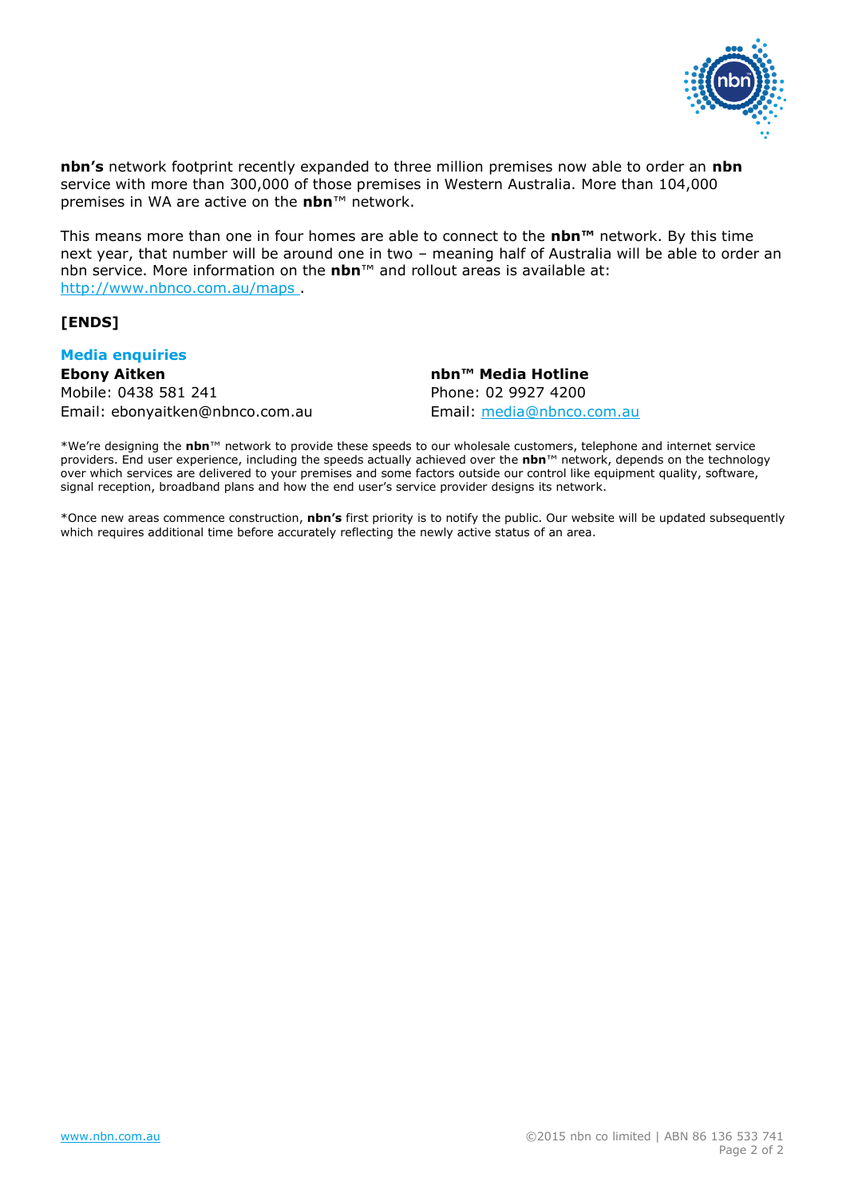**nbn's** network footprint recently expanded to three million premises now able to order an **nbn** service with more than 300,000 of those premises in Western Australia. More than 104,000 premises in WA are active on the **nbn**™ network.

This means more than one in four homes are able to connect to the **nbn™** network. By this time next year, that number will be around one in two – meaning half of Australia will be able to order an nbn service. More information on the **nbn**™ and rollout areas is available at: http://www.nbnco.com.au/maps .

**[ENDS]**

**Media enquiries**

**Ebony Aitken**
Mobile: 0438 581 241
Email: ebonyaitken@nbnco.com.au

**nbn™ Media Hotline**
Phone: 02 9927 4200
Email: media@nbnco.com.au

*We're designing the **nbn**™ network to provide these speeds to our wholesale customers, telephone and internet service providers. End user experience, including the speeds actually achieved over the **nbn**™ network, depends on the technology over which services are delivered to your premises and some factors outside our control like equipment quality, software, signal reception, broadband plans and how the end user's service provider designs its network.

*Once new areas commence construction, **nbn's** first priority is to notify the public. Our website will be updated subsequently which requires additional time before accurately reflecting the newly active status of an area.